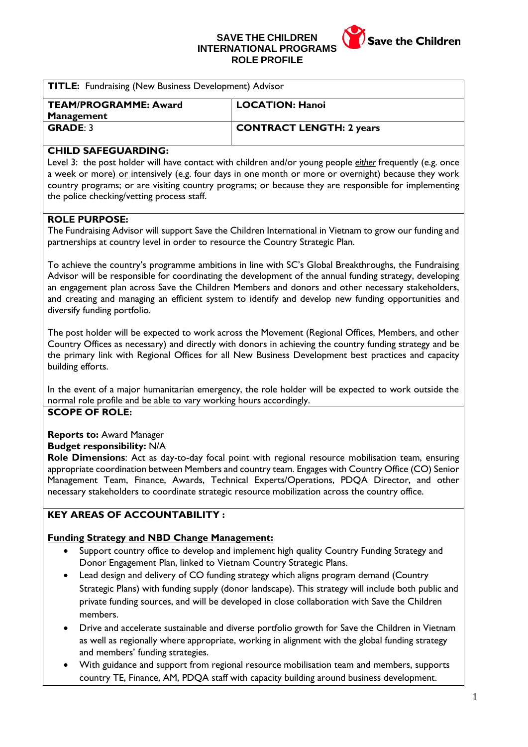# SAVE THE CHILDREN INTERNATIONAL PROGRAMS ROLE PROFILE

| **TITLE:** Fundraising (New Business Development) Advisor | |
|---|---|
| **TEAM/PROGRAMME: Award Management** | **LOCATION: Hanoi** |
| **GRADE**: 3 | **CONTRACT LENGTH: 2 years** |

**CHILD SAFEGUARDING:**

Level 3: the post holder will have contact with children and/or young people *either* frequently (e.g. once a week or more) or intensively (e.g. four days in one month or more or overnight) because they work country programs; or are visiting country programs; or because they are responsible for implementing the police checking/vetting process staff.

**ROLE PURPOSE:**

The Fundraising Advisor will support Save the Children International in Vietnam to grow our funding and partnerships at country level in order to resource the Country Strategic Plan.

To achieve the country's programme ambitions in line with SC's Global Breakthroughs, the Fundraising Advisor will be responsible for coordinating the development of the annual funding strategy, developing an engagement plan across Save the Children Members and donors and other necessary stakeholders, and creating and managing an efficient system to identify and develop new funding opportunities and diversify funding portfolio.

The post holder will be expected to work across the Movement (Regional Offices, Members, and other Country Offices as necessary) and directly with donors in achieving the country funding strategy and be the primary link with Regional Offices for all New Business Development best practices and capacity building efforts.

In the event of a major humanitarian emergency, the role holder will be expected to work outside the normal role profile and be able to vary working hours accordingly.

**SCOPE OF ROLE:**

**Reports to:** Award Manager

**Budget responsibility:** N/A

**Role Dimensions**: Act as day-to-day focal point with regional resource mobilisation team, ensuring appropriate coordination between Members and country team. Engages with Country Office (CO) Senior Management Team, Finance, Awards, Technical Experts/Operations, PDQA Director, and other necessary stakeholders to coordinate strategic resource mobilization across the country office.

**KEY AREAS OF ACCOUNTABILITY :**

**Funding Strategy and NBD Change Management:**

- Support country office to develop and implement high quality Country Funding Strategy and Donor Engagement Plan, linked to Vietnam Country Strategic Plans.
- Lead design and delivery of CO funding strategy which aligns program demand (Country Strategic Plans) with funding supply (donor landscape). This strategy will include both public and private funding sources, and will be developed in close collaboration with Save the Children members.
- Drive and accelerate sustainable and diverse portfolio growth for Save the Children in Vietnam as well as regionally where appropriate, working in alignment with the global funding strategy and members' funding strategies.
- With guidance and support from regional resource mobilisation team and members, supports country TE, Finance, AM, PDQA staff with capacity building around business development.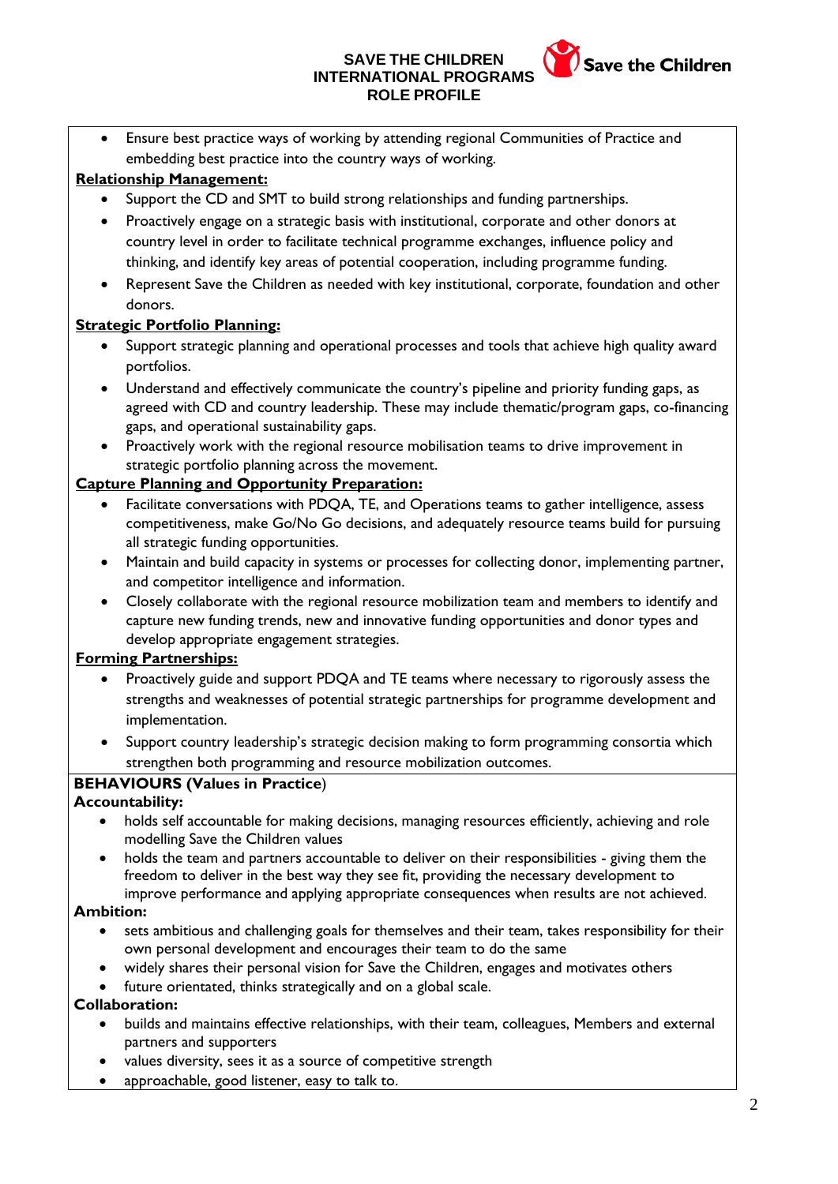- Ensure best practice ways of working by attending regional Communities of Practice and embedding best practice into the country ways of working.

**Relationship Management:**

- Support the CD and SMT to build strong relationships and funding partnerships.
- Proactively engage on a strategic basis with institutional, corporate and other donors at country level in order to facilitate technical programme exchanges, influence policy and thinking, and identify key areas of potential cooperation, including programme funding.
- Represent Save the Children as needed with key institutional, corporate, foundation and other donors.

**Strategic Portfolio Planning:**

- Support strategic planning and operational processes and tools that achieve high quality award portfolios.
- Understand and effectively communicate the country's pipeline and priority funding gaps, as agreed with CD and country leadership. These may include thematic/program gaps, co-financing gaps, and operational sustainability gaps.
- Proactively work with the regional resource mobilisation teams to drive improvement in strategic portfolio planning across the movement.

**Capture Planning and Opportunity Preparation:**

- Facilitate conversations with PDQA, TE, and Operations teams to gather intelligence, assess competitiveness, make Go/No Go decisions, and adequately resource teams build for pursuing all strategic funding opportunities.
- Maintain and build capacity in systems or processes for collecting donor, implementing partner, and competitor intelligence and information.
- Closely collaborate with the regional resource mobilization team and members to identify and capture new funding trends, new and innovative funding opportunities and donor types and develop appropriate engagement strategies.

**Forming Partnerships:**

- Proactively guide and support PDQA and TE teams where necessary to rigorously assess the strengths and weaknesses of potential strategic partnerships for programme development and implementation.
- Support country leadership's strategic decision making to form programming consortia which strengthen both programming and resource mobilization outcomes.

**BEHAVIOURS (Values in Practice)**

**Accountability:**

- holds self accountable for making decisions, managing resources efficiently, achieving and role modelling Save the Children values
- holds the team and partners accountable to deliver on their responsibilities - giving them the freedom to deliver in the best way they see fit, providing the necessary development to improve performance and applying appropriate consequences when results are not achieved.

**Ambition:**

- sets ambitious and challenging goals for themselves and their team, takes responsibility for their own personal development and encourages their team to do the same
- widely shares their personal vision for Save the Children, engages and motivates others
- future orientated, thinks strategically and on a global scale.

**Collaboration:**

- builds and maintains effective relationships, with their team, colleagues, Members and external partners and supporters
- values diversity, sees it as a source of competitive strength
- approachable, good listener, easy to talk to.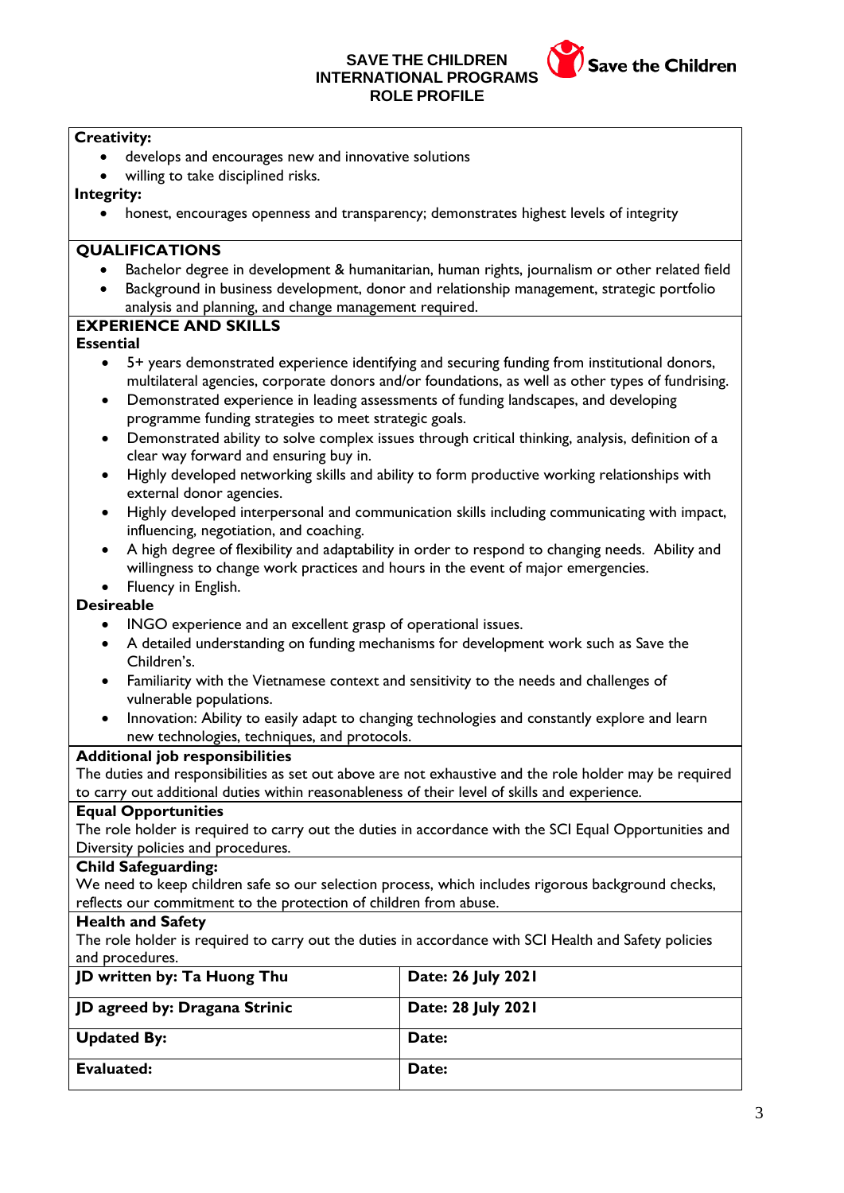**Creativity:**

- develops and encourages new and innovative solutions
- willing to take disciplined risks.

**Integrity:**

- honest, encourages openness and transparency; demonstrates highest levels of integrity

## QUALIFICATIONS

- Bachelor degree in development & humanitarian, human rights, journalism or other related field
- Background in business development, donor and relationship management, strategic portfolio analysis and planning, and change management required.

## EXPERIENCE AND SKILLS

**Essential**

- 5+ years demonstrated experience identifying and securing funding from institutional donors, multilateral agencies, corporate donors and/or foundations, as well as other types of fundrising.
- Demonstrated experience in leading assessments of funding landscapes, and developing programme funding strategies to meet strategic goals.
- Demonstrated ability to solve complex issues through critical thinking, analysis, definition of a clear way forward and ensuring buy in.
- Highly developed networking skills and ability to form productive working relationships with external donor agencies.
- Highly developed interpersonal and communication skills including communicating with impact, influencing, negotiation, and coaching.
- A high degree of flexibility and adaptability in order to respond to changing needs. Ability and willingness to change work practices and hours in the event of major emergencies.
- Fluency in English.

**Desireable**

- INGO experience and an excellent grasp of operational issues.
- A detailed understanding on funding mechanisms for development work such as Save the Children's.
- Familiarity with the Vietnamese context and sensitivity to the needs and challenges of vulnerable populations.
- Innovation: Ability to easily adapt to changing technologies and constantly explore and learn new technologies, techniques, and protocols.

**Additional job responsibilities**

The duties and responsibilities as set out above are not exhaustive and the role holder may be required to carry out additional duties within reasonableness of their level of skills and experience.

**Equal Opportunities**

The role holder is required to carry out the duties in accordance with the SCI Equal Opportunities and Diversity policies and procedures.

**Child Safeguarding:**

We need to keep children safe so our selection process, which includes rigorous background checks, reflects our commitment to the protection of children from abuse.

**Health and Safety**

The role holder is required to carry out the duties in accordance with SCI Health and Safety policies and procedures.

| **JD written by: Ta Huong Thu** | **Date: 26 July 2021** |
|---|---|
| **JD agreed by: Dragana Strinic** | **Date: 28 July 2021** |
| **Updated By:** | **Date:** |
| **Evaluated:** | **Date:** |